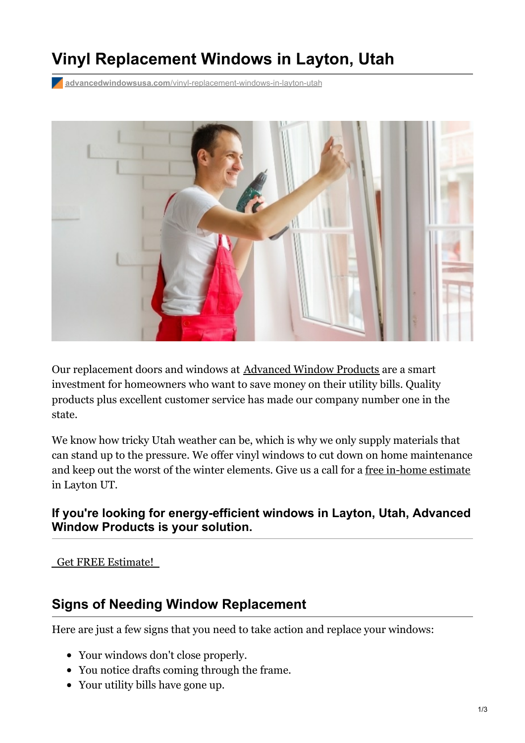# Vinyl Replacement Windows in Layton, Utah

advancedwindowsusa.com/vinyl-replacement-windows-in-layton-utah

Our replacement doors and windows at Advanced Window Products are a smart investment for homeowners who want to save money on their utility bills. Quality products plus excellent customer service has made our company number one in the state.

We know how tricky Utah weather can be, which is why we only supply materials that can stand up to the pressure. We offer vinyl windows to cut down on home maintenance and keep out the worst of the winter elements. Give us a call for a free in-home estimate in Layton UT.

### If you're looking for energy-efficient windows in Layton, Utah, Advanced Window Products is your solution.

Get FREE Estimate!

## Signs of Needing Window Replacement

Here are just a few signs that you need to take action and replace your windows:

- Your windows don't close properly.
- You notice drafts coming through the frame.
- Your utility bills have gone up.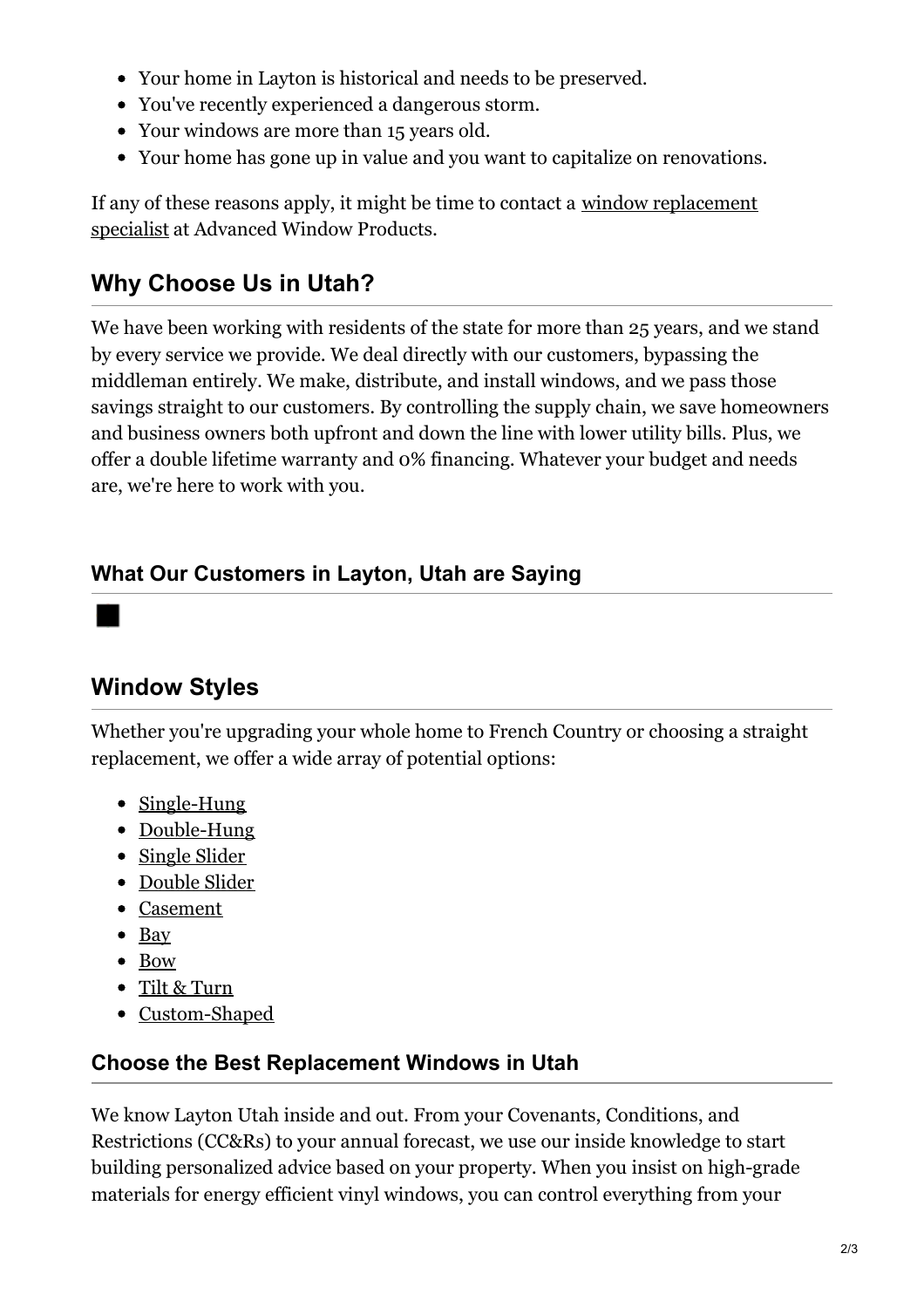- Your home in Layton is historical and needs to be preserved.
- You've recently experienced a dangerous storm.
- Your windows are more than 15 years old.
- Your home has gone up in value and you want to capitalize on renovations.

If any of these reasons apply, it might be time to contact a window replacement specialist at Advanced Window Products.

## Why Choose Us in Utah?

We have been working with residents of the state for more than 25 years, and we stand by every service we provide. We deal directly with our customers, bypassing the middleman entirely. We make, distribute, and install windows, and we pass those savings straight to our customers. By controlling the supply chain, we save homeowners and business owners both upfront and down the line with lower utility bills. Plus, we offer a double lifetime warranty and 0% financing. Whatever your budget and needs are, we're here to work with you.

### What Our Customers in Layton, Utah are Saying

## Window Styles

Whether you're upgrading your whole home to French Country or choosing a straight replacement, we offer a wide array of potential options:

- Single-Hung
- Double-Hung
- Single Slider
- Double Slider
- Casement
- Bay
- Bow
- Tilt & Turn
- Custom-Shaped

### Choose the Best Replacement Windows in Utah

We know Layton Utah inside and out. From your Covenants, Conditions, and Restrictions (CC&Rs) to your annual forecast, we use our inside knowledge to start building personalized advice based on your property. When you insist on high-grade materials for energy efficient vinyl windows, you can control everything from your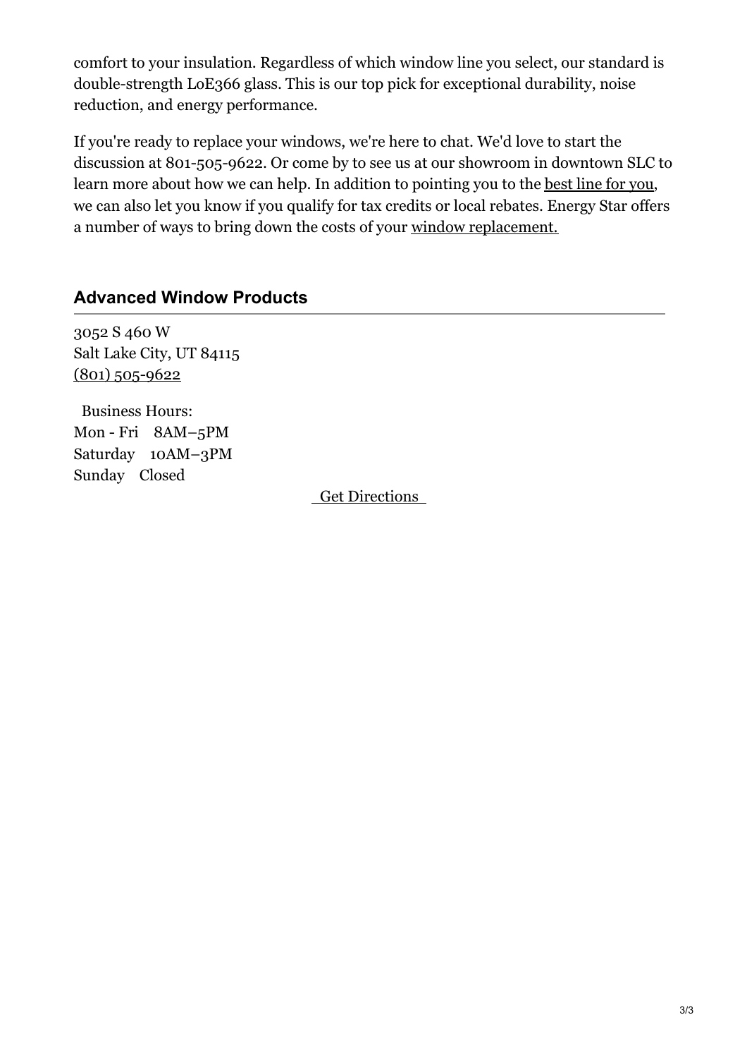comfort to your insulation. Regardless of which window line you select, our standard is double-strength LoE366 glass. This is our top pick for exceptional durability, noise reduction, and energy performance.

If you're ready to replace your windows, we're here to chat. We'd love to start the discussion at 801-505-9622. Or come by to see us at our showroom in downtown SLC to learn more about how we can help. In addition to pointing you to the best line for you, we can also let you know if you qualify for tax credits or local rebates. Energy Star offers a number of ways to bring down the costs of your window replacement.

## Advanced Window Products

3052 S 460 W
Salt Lake City, UT 84115
(801) 505-9622

Business Hours:
Mon - Fri 8AM–5PM
Saturday 10AM–3PM
Sunday Closed

Get Directions